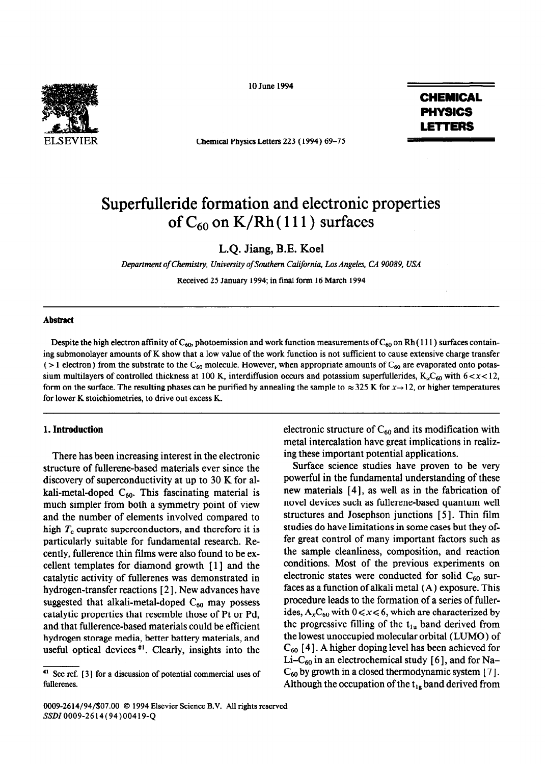# Superfulleride formation and electronic properties of $C_{60}$ on K/Rh(111) surfaces

L.Q. Jiang, B.E. Koel

*Department of Chemistry, University of Southern California, Los Angeles, CA 90089, USA*

Received 25 January 1994; in final form 16 March 1994

## Abstract

Despite the high electron affinity of $C_{60}$, photoemission and work function measurements of $C_{60}$ on Rh(111) surfaces containing submonolayer amounts of K show that a low value of the work function is not sufficient to cause extensive charge transfer (> 1 electron) from the substrate to the $C_{60}$ molecule. However, when appropriate amounts of $C_{60}$ are evaporated onto potassium multilayers of controlled thickness at 100 K, interdiffusion occurs and potassium superfullerides, $K_xC_{60}$ with $6<x<12$, form on the surface. The resulting phases can be purified by annealing the sample to ≈ 325 K for $x \rightarrow 12$, or higher temperatures for lower K stoichiometries, to drive out excess K.

## 1. Introduction

There has been increasing interest in the electronic structure of fullerene-based materials ever since the discovery of superconductivity at up to 30 K for alkali-metal-doped $C_{60}$. This fascinating material is much simpler from both a symmetry point of view and the number of elements involved compared to high $T_c$ cuprate superconductors, and therefore it is particularly suitable for fundamental research. Recently, fullerence thin films were also found to be excellent templates for diamond growth [1] and the catalytic activity of fullerenes was demonstrated in hydrogen-transfer reactions [2]. New advances have suggested that alkali-metal-doped $C_{60}$ may possess catalytic properties that resemble those of Pt or Pd, and that fullerence-based materials could be efficient hydrogen storage media, better battery materials, and useful optical devices [#1]. Clearly, insights into the electronic structure of $C_{60}$ and its modification with metal intercalation have great implications in realizing these important potential applications.

Surface science studies have proven to be very powerful in the fundamental understanding of these new materials [4], as well as in the fabrication of novel devices such as fullerene-based quantum well structures and Josephson junctions [5]. Thin film studies do have limitations in some cases but they offer great control of many important factors such as the sample cleanliness, composition, and reaction conditions. Most of the previous experiments on electronic states were conducted for solid $C_{60}$ surfaces as a function of alkali metal (A) exposure. This procedure leads to the formation of a series of fullerides, $A_xC_{60}$ with $0 \leqslant x \leqslant 6$, which are characterized by the progressive filling of the $t_{1u}$ band derived from the lowest unoccupied molecular orbital (LUMO) of $C_{60}$ [4]. A higher doping level has been achieved for Li–$C_{60}$ in an electrochemical study [6], and for Na–$C_{60}$ by growth in a closed thermodynamic system [7]. Although the occupation of the $t_{1g}$ band derived from

[#1] See ref. [3] for a discussion of potential commercial uses of fullerenes.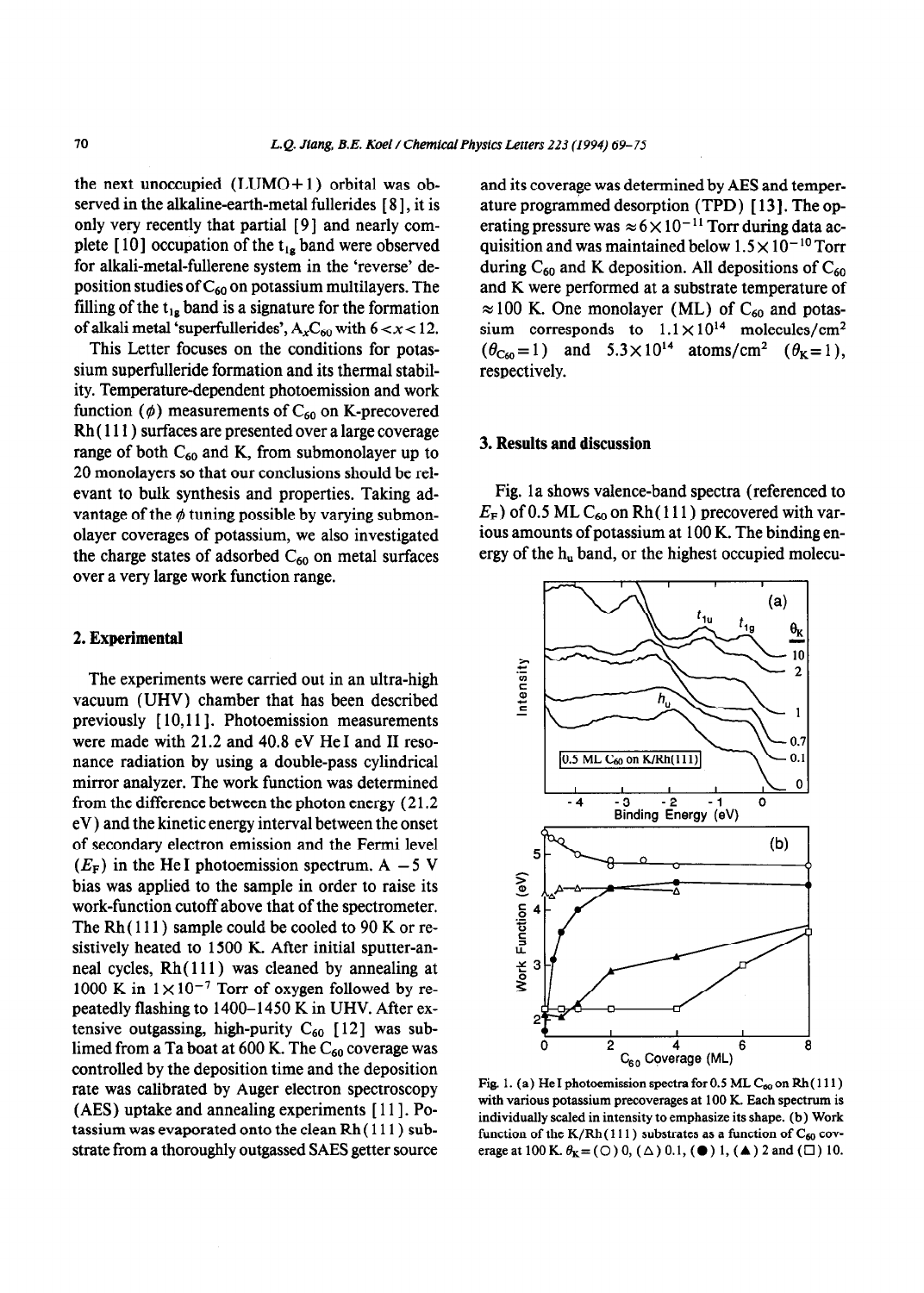the next unoccupied (LUMO+1) orbital was observed in the alkaline-earth-metal fullerides [8], it is only very recently that partial [9] and nearly complete [10] occupation of the $t_{1g}$ band were observed for alkali-metal-fullerene system in the 'reverse' deposition studies of $C_{60}$ on potassium multilayers. The filling of the $t_{1g}$ band is a signature for the formation of alkali metal 'superfullerides', $A_xC_{60}$ with $6<x<12$.

This Letter focuses on the conditions for potassium superfulleride formation and its thermal stability. Temperature-dependent photoemission and work function ($\phi$) measurements of $C_{60}$ on K-precovered Rh(111) surfaces are presented over a large coverage range of both $C_{60}$ and K, from submonolayer up to 20 monolayers so that our conclusions should be relevant to bulk synthesis and properties. Taking advantage of the $\phi$ tuning possible by varying submonolayer coverages of potassium, we also investigated the charge states of adsorbed $C_{60}$ on metal surfaces over a very large work function range.

## 2. Experimental

The experiments were carried out in an ultra-high vacuum (UHV) chamber that has been described previously [10,11]. Photoemission measurements were made with 21.2 and 40.8 eV He I and II resonance radiation by using a double-pass cylindrical mirror analyzer. The work function was determined from the difference between the photon energy (21.2 eV) and the kinetic energy interval between the onset of secondary electron emission and the Fermi level ($E_F$) in the He I photoemission spectrum. A −5 V bias was applied to the sample in order to raise its work-function cutoff above that of the spectrometer. The Rh(111) sample could be cooled to 90 K or resistively heated to 1500 K. After initial sputter-anneal cycles, Rh(111) was cleaned by annealing at 1000 K in $1\times10^{-7}$ Torr of oxygen followed by repeatedly flashing to 1400–1450 K in UHV. After extensive outgassing, high-purity $C_{60}$ [12] was sublimed from a Ta boat at 600 K. The $C_{60}$ coverage was controlled by the deposition time and the deposition rate was calibrated by Auger electron spectroscopy (AES) uptake and annealing experiments [11]. Potassium was evaporated onto the clean Rh(111) substrate from a thoroughly outgassed SAES getter source and its coverage was determined by AES and temperature programmed desorption (TPD) [13]. The operating pressure was $\approx 6\times10^{-11}$ Torr during data acquisition and was maintained below $1.5\times10^{-10}$ Torr during $C_{60}$ and K deposition. All depositions of $C_{60}$ and K were performed at a substrate temperature of $\approx 100$ K. One monolayer (ML) of $C_{60}$ and potassium corresponds to $1.1\times10^{14}$ molecules/cm$^2$ ($\theta_{C_{60}}=1$) and $5.3\times10^{14}$ atoms/cm$^2$ ($\theta_K=1$), respectively.

## 3. Results and discussion

Fig. 1a shows valence-band spectra (referenced to $E_F$) of 0.5 ML $C_{60}$ on Rh(111) precovered with various amounts of potassium at 100 K. The binding energy of the $h_u$ band, or the highest occupied molecu-

Fig. 1. (a) He I photoemission spectra for 0.5 ML $C_{60}$ on Rh(111) with various potassium precoverages at 100 K. Each spectrum is individually scaled in intensity to emphasize its shape. (b) Work function of the K/Rh(111) substrates as a function of $C_{60}$ coverage at 100 K. $\theta_K$ = (○) 0, (△) 0.1, (●) 1, (▲) 2 and (□) 10.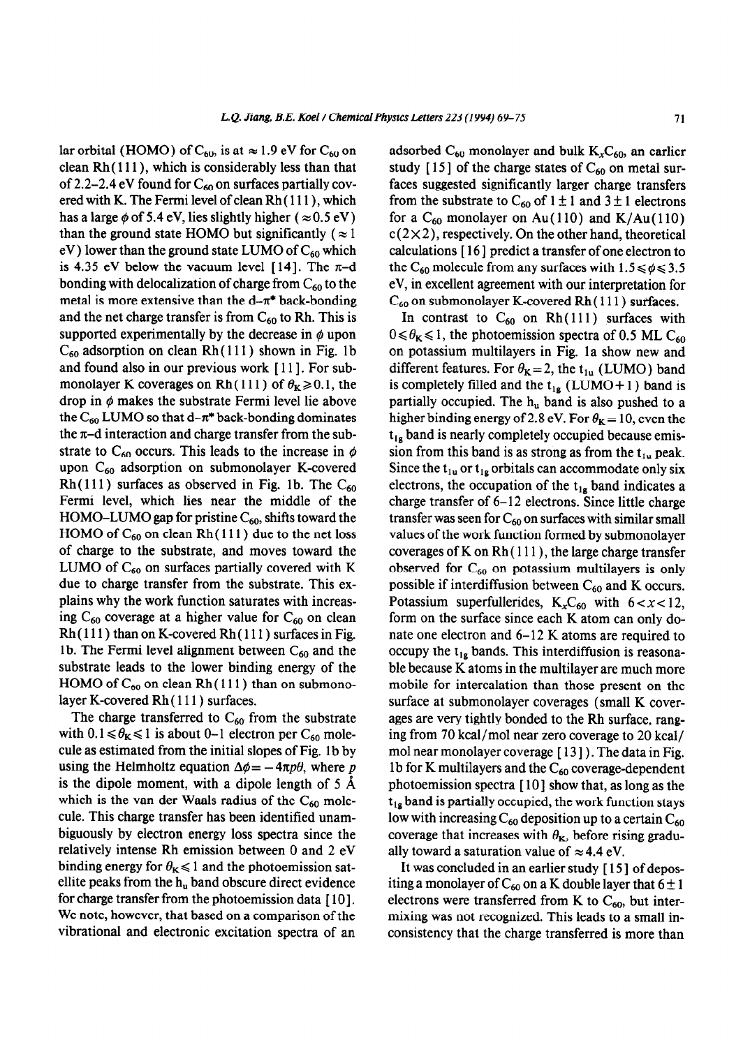lar orbital (HOMO) of $C_{60}$, is at ≈ 1.9 eV for $C_{60}$ on clean Rh(111), which is considerably less than that of 2.2–2.4 eV found for $C_{60}$ on surfaces partially covered with K. The Fermi level of clean Rh(111), which has a large $\phi$ of 5.4 eV, lies slightly higher (≈ 0.5 eV) than the ground state HOMO but significantly (≈ 1 eV) lower than the ground state LUMO of $C_{60}$ which is 4.35 eV below the vacuum level [14]. The π–d bonding with delocalization of charge from $C_{60}$ to the metal is more extensive than the d–π* back-bonding and the net charge transfer is from $C_{60}$ to Rh. This is supported experimentally by the decrease in $\phi$ upon $C_{60}$ adsorption on clean Rh(111) shown in Fig. 1b and found also in our previous work [11]. For submonolayer K coverages on Rh(111) of $\theta_K \geq 0.1$, the drop in $\phi$ makes the substrate Fermi level lie above the $C_{60}$ LUMO so that d–π* back-bonding dominates the π–d interaction and charge transfer from the substrate to $C_{60}$ occurs. This leads to the increase in $\phi$ upon $C_{60}$ adsorption on submonolayer K-covered Rh(111) surfaces as observed in Fig. 1b. The $C_{60}$ Fermi level, which lies near the middle of the HOMO–LUMO gap for pristine $C_{60}$, shifts toward the HOMO of $C_{60}$ on clean Rh(111) due to the net loss of charge to the substrate, and moves toward the LUMO of $C_{60}$ on surfaces partially covered with K due to charge transfer from the substrate. This explains why the work function saturates with increasing $C_{60}$ coverage at a higher value for $C_{60}$ on clean Rh(111) than on K-covered Rh(111) surfaces in Fig. 1b. The Fermi level alignment between $C_{60}$ and the substrate leads to the lower binding energy of the HOMO of $C_{60}$ on clean Rh(111) than on submonolayer K-covered Rh(111) surfaces.

The charge transferred to $C_{60}$ from the substrate with $0.1 \leq \theta_K \leq 1$ is about 0–1 electron per $C_{60}$ molecule as estimated from the initial slopes of Fig. 1b by using the Helmholtz equation $\Delta\phi = -4\pi p\theta$, where $p$ is the dipole moment, with a dipole length of 5 Å which is the van der Waals radius of the $C_{60}$ molecule. This charge transfer has been identified unambiguously by electron energy loss spectra since the relatively intense Rh emission between 0 and 2 eV binding energy for $\theta_K \leq 1$ and the photoemission satellite peaks from the $h_u$ band obscure direct evidence for charge transfer from the photoemission data [10]. We note, however, that based on a comparison of the vibrational and electronic excitation spectra of an adsorbed $C_{60}$ monolayer and bulk $K_xC_{60}$, an earlier study [15] of the charge states of $C_{60}$ on metal surfaces suggested significantly larger charge transfers from the substrate to $C_{60}$ of 1 ± 1 and 3 ± 1 electrons for a $C_{60}$ monolayer on Au(110) and K/Au(110) c(2×2), respectively. On the other hand, theoretical calculations [16] predict a transfer of one electron to the $C_{60}$ molecule from any surfaces with $1.5 \leq \phi \leq 3.5$ eV, in excellent agreement with our interpretation for $C_{60}$ on submonolayer K-covered Rh(111) surfaces.

In contrast to $C_{60}$ on Rh(111) surfaces with $0 \leq \theta_K \leq 1$, the photoemission spectra of 0.5 ML $C_{60}$ on potassium multilayers in Fig. 1a show new and different features. For $\theta_K = 2$, the $t_{1u}$ (LUMO) band is completely filled and the $t_{1g}$ (LUMO+1) band is partially occupied. The $h_u$ band is also pushed to a higher binding energy of 2.8 eV. For $\theta_K = 10$, even the $t_{1g}$ band is nearly completely occupied because emission from this band is as strong as from the $t_{1u}$ peak. Since the $t_{1u}$ or $t_{1g}$ orbitals can accommodate only six electrons, the occupation of the $t_{1g}$ band indicates a charge transfer of 6–12 electrons. Since little charge transfer was seen for $C_{60}$ on surfaces with similar small values of the work function formed by submonolayer coverages of K on Rh(111), the large charge transfer observed for $C_{60}$ on potassium multilayers is only possible if interdiffusion between $C_{60}$ and K occurs. Potassium superfullerides, $K_xC_{60}$ with $6 < x < 12$, form on the surface since each K atom can only donate one electron and 6–12 K atoms are required to occupy the $t_{1g}$ bands. This interdiffusion is reasonable because K atoms in the multilayer are much more mobile for intercalation than those present on the surface at submonolayer coverages (small K coverages are very tightly bonded to the Rh surface, ranging from 70 kcal/mol near zero coverage to 20 kcal/mol near monolayer coverage [13]). The data in Fig. 1b for K multilayers and the $C_{60}$ coverage-dependent photoemission spectra [10] show that, as long as the $t_{1g}$ band is partially occupied, the work function stays low with increasing $C_{60}$ deposition up to a certain $C_{60}$ coverage that increases with $\theta_K$, before rising gradually toward a saturation value of ≈ 4.4 eV.

It was concluded in an earlier study [15] of depositing a monolayer of $C_{60}$ on a K double layer that 6 ± 1 electrons were transferred from K to $C_{60}$, but intermixing was not recognized. This leads to a small inconsistency that the charge transferred is more than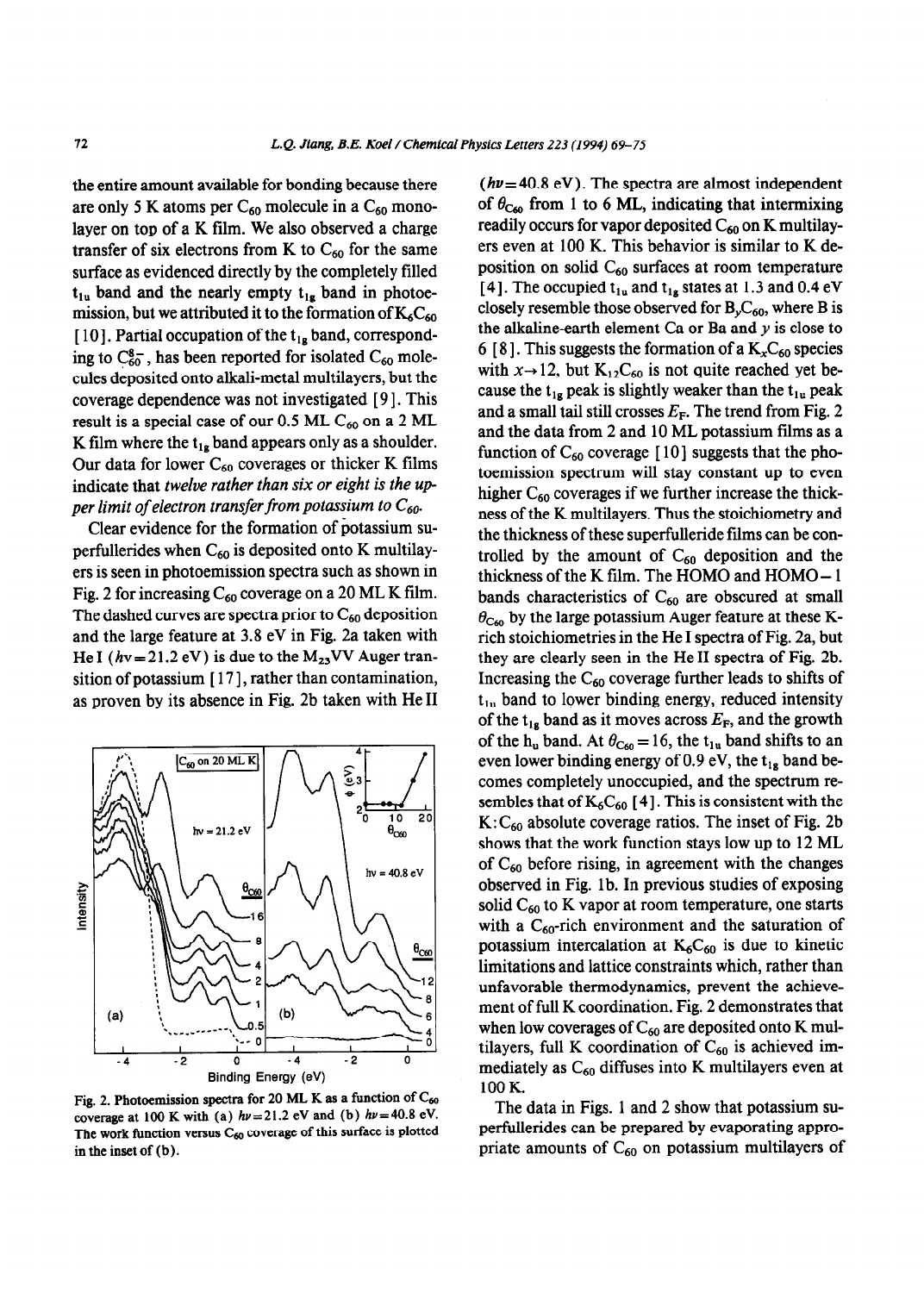the entire amount available for bonding because there are only 5 K atoms per $C_{60}$ molecule in a $C_{60}$ monolayer on top of a K film. We also observed a charge transfer of six electrons from K to $C_{60}$ for the same surface as evidenced directly by the completely filled $t_{1u}$ band and the nearly empty $t_{1g}$ band in photoemission, but we attributed it to the formation of $K_6C_{60}$ [10]. Partial occupation of the $t_{1g}$ band, corresponding to $C_{60}^{8-}$, has been reported for isolated $C_{60}$ molecules deposited onto alkali-metal multilayers, but the coverage dependence was not investigated [9]. This result is a special case of our 0.5 ML $C_{60}$ on a 2 ML K film where the $t_{1g}$ band appears only as a shoulder. Our data for lower $C_{60}$ coverages or thicker K films indicate that *twelve rather than six or eight is the upper limit of electron transfer from potassium to* $C_{60}$.

Clear evidence for the formation of potassium superfullerides when $C_{60}$ is deposited onto K multilayers is seen in photoemission spectra such as shown in Fig. 2 for increasing $C_{60}$ coverage on a 20 ML K film. The dashed curves are spectra prior to $C_{60}$ deposition and the large feature at 3.8 eV in Fig. 2a taken with He I ($h\nu = 21.2$ eV) is due to the $M_{23}VV$ Auger transition of potassium [17], rather than contamination, as proven by its absence in Fig. 2b taken with He II ($h\nu = 40.8$ eV). The spectra are almost independent of $\theta_{C_{60}}$ from 1 to 6 ML, indicating that intermixing readily occurs for vapor deposited $C_{60}$ on K multilayers even at 100 K. This behavior is similar to K deposition on solid $C_{60}$ surfaces at room temperature [4]. The occupied $t_{1u}$ and $t_{1g}$ states at 1.3 and 0.4 eV closely resemble those observed for $B_yC_{60}$, where B is the alkaline-earth element Ca or Ba and $y$ is close to 6 [8]. This suggests the formation of a $K_xC_{60}$ species with $x \to 12$, but $K_{12}C_{60}$ is not quite reached yet because the $t_{1g}$ peak is slightly weaker than the $t_{1u}$ peak and a small tail still crosses $E_F$. The trend from Fig. 2 and the data from 2 and 10 ML potassium films as a function of $C_{60}$ coverage [10] suggests that the photoemission spectrum will stay constant up to even higher $C_{60}$ coverages if we further increase the thickness of the K multilayers. Thus the stoichiometry and the thickness of these superfulleride films can be controlled by the amount of $C_{60}$ deposition and the thickness of the K film. The HOMO and HOMO−1 bands characteristics of $C_{60}$ are obscured at small $\theta_{C_{60}}$ by the large potassium Auger feature at these K-rich stoichiometries in the He I spectra of Fig. 2a, but they are clearly seen in the He II spectra of Fig. 2b. Increasing the $C_{60}$ coverage further leads to shifts of $t_{1u}$ band to lower binding energy, reduced intensity of the $t_{1g}$ band as it moves across $E_F$, and the growth of the $h_u$ band. At $\theta_{C_{60}} = 16$, the $t_{1u}$ band shifts to an even lower binding energy of 0.9 eV, the $t_{1g}$ band becomes completely unoccupied, and the spectrum resembles that of $K_6C_{60}$ [4]. This is consistent with the K:$C_{60}$ absolute coverage ratios. The inset of Fig. 2b shows that the work function stays low up to 12 ML of $C_{60}$ before rising, in agreement with the changes observed in Fig. 1b. In previous studies of exposing solid $C_{60}$ to K vapor at room temperature, one starts with a $C_{60}$-rich environment and the saturation of potassium intercalation at $K_6C_{60}$ is due to kinetic limitations and lattice constraints which, rather than unfavorable thermodynamics, prevent the achievement of full K coordination. Fig. 2 demonstrates that when low coverages of $C_{60}$ are deposited onto K multilayers, full K coordination of $C_{60}$ is achieved immediately as $C_{60}$ diffuses into K multilayers even at 100 K.

Fig. 2. Photoemission spectra for 20 ML K as a function of $C_{60}$ coverage at 100 K with (a) $h\nu = 21.2$ eV and (b) $h\nu = 40.8$ eV. The work function versus $C_{60}$ coverage of this surface is plotted in the inset of (b).

The data in Figs. 1 and 2 show that potassium superfullerides can be prepared by evaporating appropriate amounts of $C_{60}$ on potassium multilayers of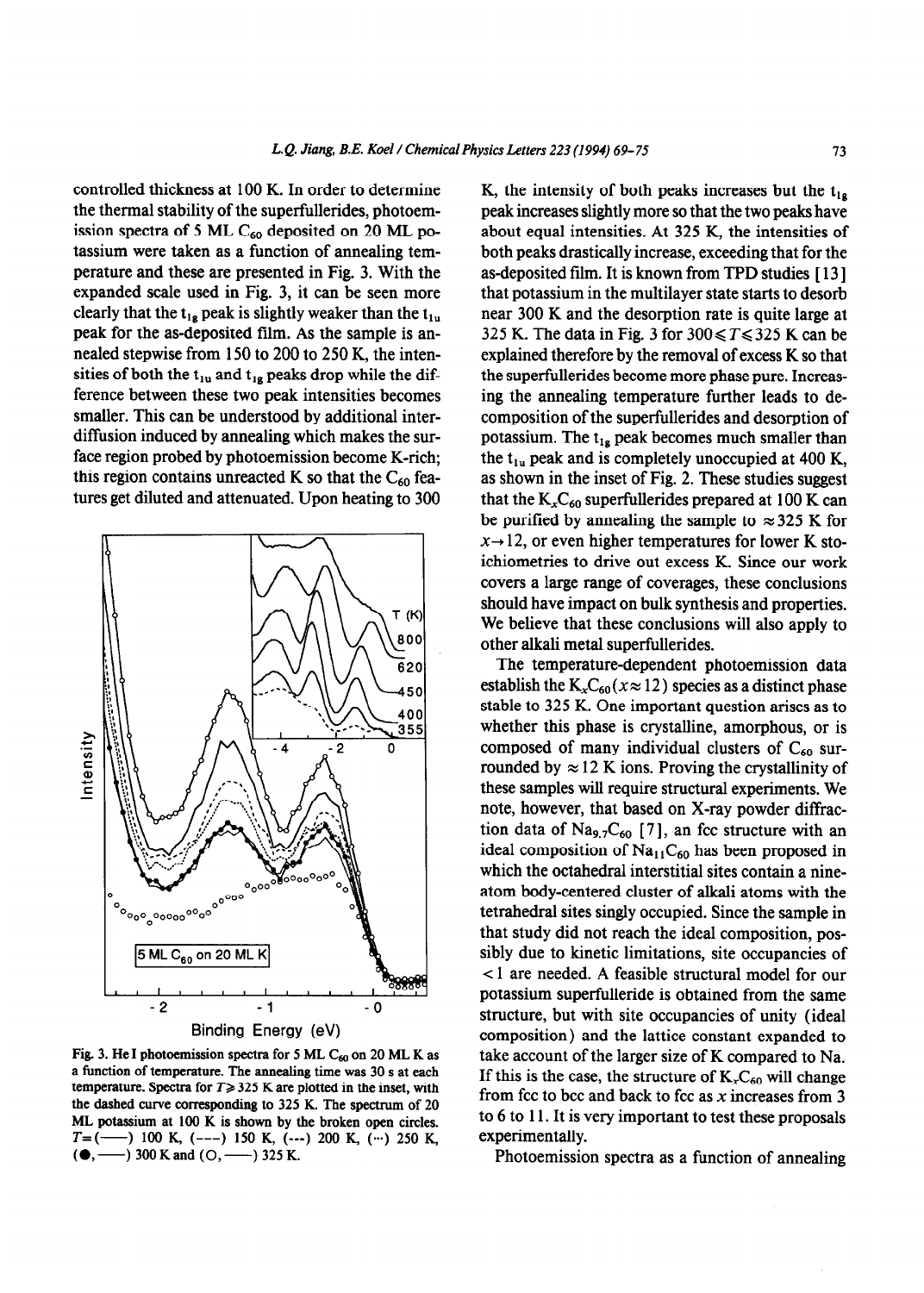controlled thickness at 100 K. In order to determine the thermal stability of the superfullerides, photoemission spectra of 5 ML $C_{60}$ deposited on 20 ML potassium were taken as a function of annealing temperature and these are presented in Fig. 3. With the expanded scale used in Fig. 3, it can be seen more clearly that the $t_{1g}$ peak is slightly weaker than the $t_{1u}$ peak for the as-deposited film. As the sample is annealed stepwise from 150 to 200 to 250 K, the intensities of both the $t_{1u}$ and $t_{1g}$ peaks drop while the difference between these two peak intensities becomes smaller. This can be understood by additional interdiffusion induced by annealing which makes the surface region probed by photoemission become K-rich; this region contains unreacted K so that the $C_{60}$ features get diluted and attenuated. Upon heating to 300 K, the intensity of both peaks increases but the $t_{1g}$ peak increases slightly more so that the two peaks have about equal intensities. At 325 K, the intensities of both peaks drastically increase, exceeding that for the as-deposited film. It is known from TPD studies [13] that potassium in the multilayer state starts to desorb near 300 K and the desorption rate is quite large at 325 K. The data in Fig. 3 for $300 \leqslant T \leqslant 325$ K can be explained therefore by the removal of excess K so that the superfullerides become more phase pure. Increasing the annealing temperature further leads to decomposition of the superfullerides and desorption of potassium. The $t_{1g}$ peak becomes much smaller than the $t_{1u}$ peak and is completely unoccupied at 400 K, as shown in the inset of Fig. 2. These studies suggest that the $K_xC_{60}$ superfullerides prepared at 100 K can be purified by annealing the sample to $\approx 325$ K for $x \to 12$, or even higher temperatures for lower K stoichiometries to drive out excess K. Since our work covers a large range of coverages, these conclusions should have impact on bulk synthesis and properties. We believe that these conclusions will also apply to other alkali metal superfullerides.

Fig. 3. He I photoemission spectra for 5 ML $C_{60}$ on 20 ML K as a function of temperature. The annealing time was 30 s at each temperature. Spectra for $T \geqslant 325$ K are plotted in the inset, with the dashed curve corresponding to 325 K. The spectrum of 20 ML potassium at 100 K is shown by the broken open circles. $T$=(——) 100 K, (– – –) 150 K, (- - -) 200 K, (···) 250 K, (●, ——) 300 K and (○, ——) 325 K.

The temperature-dependent photoemission data establish the $K_xC_{60}$ ($x \approx 12$) species as a distinct phase stable to 325 K. One important question arises as to whether this phase is crystalline, amorphous, or is composed of many individual clusters of $C_{60}$ surrounded by $\approx 12$ K ions. Proving the crystallinity of these samples will require structural experiments. We note, however, that based on X-ray powder diffraction data of $Na_{9.7}C_{60}$ [7], an fcc structure with an ideal composition of $Na_{11}C_{60}$ has been proposed in which the octahedral interstitial sites contain a nine-atom body-centered cluster of alkali atoms with the tetrahedral sites singly occupied. Since the sample in that study did not reach the ideal composition, possibly due to kinetic limitations, site occupancies of $<1$ are needed. A feasible structural model for our potassium superfulleride is obtained from the same structure, but with site occupancies of unity (ideal composition) and the lattice constant expanded to take account of the larger size of K compared to Na. If this is the case, the structure of $K_xC_{60}$ will change from fcc to bcc and back to fcc as $x$ increases from 3 to 6 to 11. It is very important to test these proposals experimentally.

Photoemission spectra as a function of annealing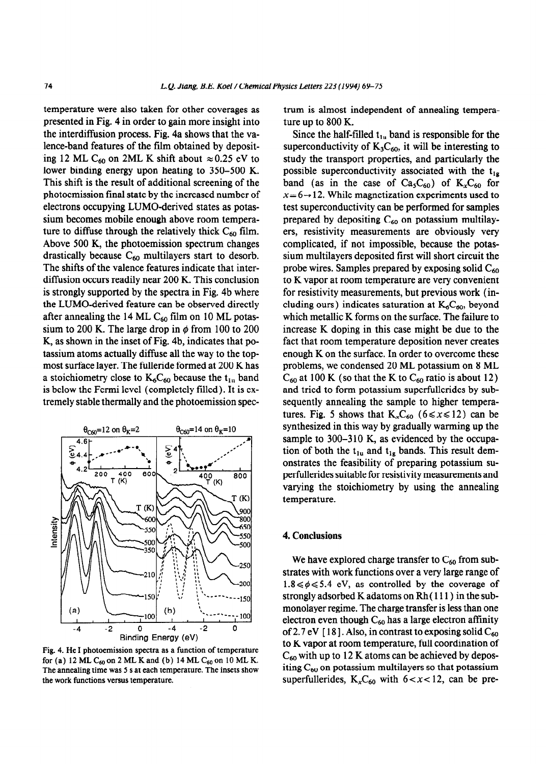temperature were also taken for other coverages as presented in Fig. 4 in order to gain more insight into the interdiffusion process. Fig. 4a shows that the valence-band features of the film obtained by depositing 12 ML $C_{60}$ on 2ML K shift about ≈0.25 eV to lower binding energy upon heating to 350–500 K. This shift is the result of additional screening of the photoemission final state by the increased number of electrons occupying LUMO-derived states as potassium becomes mobile enough above room temperature to diffuse through the relatively thick $C_{60}$ film. Above 500 K, the photoemission spectrum changes drastically because $C_{60}$ multilayers start to desorb. The shifts of the valence features indicate that interdiffusion occurs readily near 200 K. This conclusion is strongly supported by the spectra in Fig. 4b where the LUMO-derived feature can be observed directly after annealing the 14 ML $C_{60}$ film on 10 ML potassium to 200 K. The large drop in $\phi$ from 100 to 200 K, as shown in the inset of Fig. 4b, indicates that potassium atoms actually diffuse all the way to the topmost surface layer. The fulleride formed at 200 K has a stoichiometry close to $K_6C_{60}$ because the $t_{1u}$ band is below the Fermi level (completely filled). It is extremely stable thermally and the photoemission spectrum is almost independent of annealing temperature up to 800 K.

Fig. 4. He I photoemission spectra as a function of temperature for (a) 12 ML $C_{60}$ on 2 ML K and (b) 14 ML $C_{60}$ on 10 ML K. The annealing time was 5 s at each temperature. The insets show the work functions versus temperature.

Since the half-filled $t_{1u}$ band is responsible for the superconductivity of $K_3C_{60}$, it will be interesting to study the transport properties, and particularly the possible superconductivity associated with the $t_{1g}$ band (as in the case of $Ca_5C_{60}$) of $K_xC_{60}$ for $x=6\rightarrow12$. While magnetization experiments used to test superconductivity can be performed for samples prepared by depositing $C_{60}$ on potassium multilayers, resistivity measurements are obviously very complicated, if not impossible, because the potassium multilayers deposited first will short circuit the probe wires. Samples prepared by exposing solid $C_{60}$ to K vapor at room temperature are very convenient for resistivity measurements, but previous work (including ours) indicates saturation at $K_6C_{60}$, beyond which metallic K forms on the surface. The failure to increase K doping in this case might be due to the fact that room temperature deposition never creates enough K on the surface. In order to overcome these problems, we condensed 20 ML potassium on 8 ML $C_{60}$ at 100 K (so that the K to $C_{60}$ ratio is about 12) and tried to form potassium superfullerides by subsequently annealing the sample to higher temperatures. Fig. 5 shows that $K_xC_{60}$ ($6\leqslant x\leqslant12$) can be synthesized in this way by gradually warming up the sample to 300–310 K, as evidenced by the occupation of both the $t_{1u}$ and $t_{1g}$ bands. This result demonstrates the feasibility of preparing potassium superfullerides suitable for resistivity measurements and varying the stoichiometry by using the annealing temperature.

## 4. Conclusions

We have explored charge transfer to $C_{60}$ from substrates with work functions over a very large range of $1.8\leqslant\phi\leqslant5.4$ eV, as controlled by the coverage of strongly adsorbed K adatoms on Rh(111) in the submonolayer regime. The charge transfer is less than one electron even though $C_{60}$ has a large electron affinity of 2.7 eV [18]. Also, in contrast to exposing solid $C_{60}$ to K vapor at room temperature, full coordination of $C_{60}$ with up to 12 K atoms can be achieved by depositing $C_{60}$ on potassium multilayers so that potassium superfullerides, $K_xC_{60}$ with $6<x<12$, can be pre-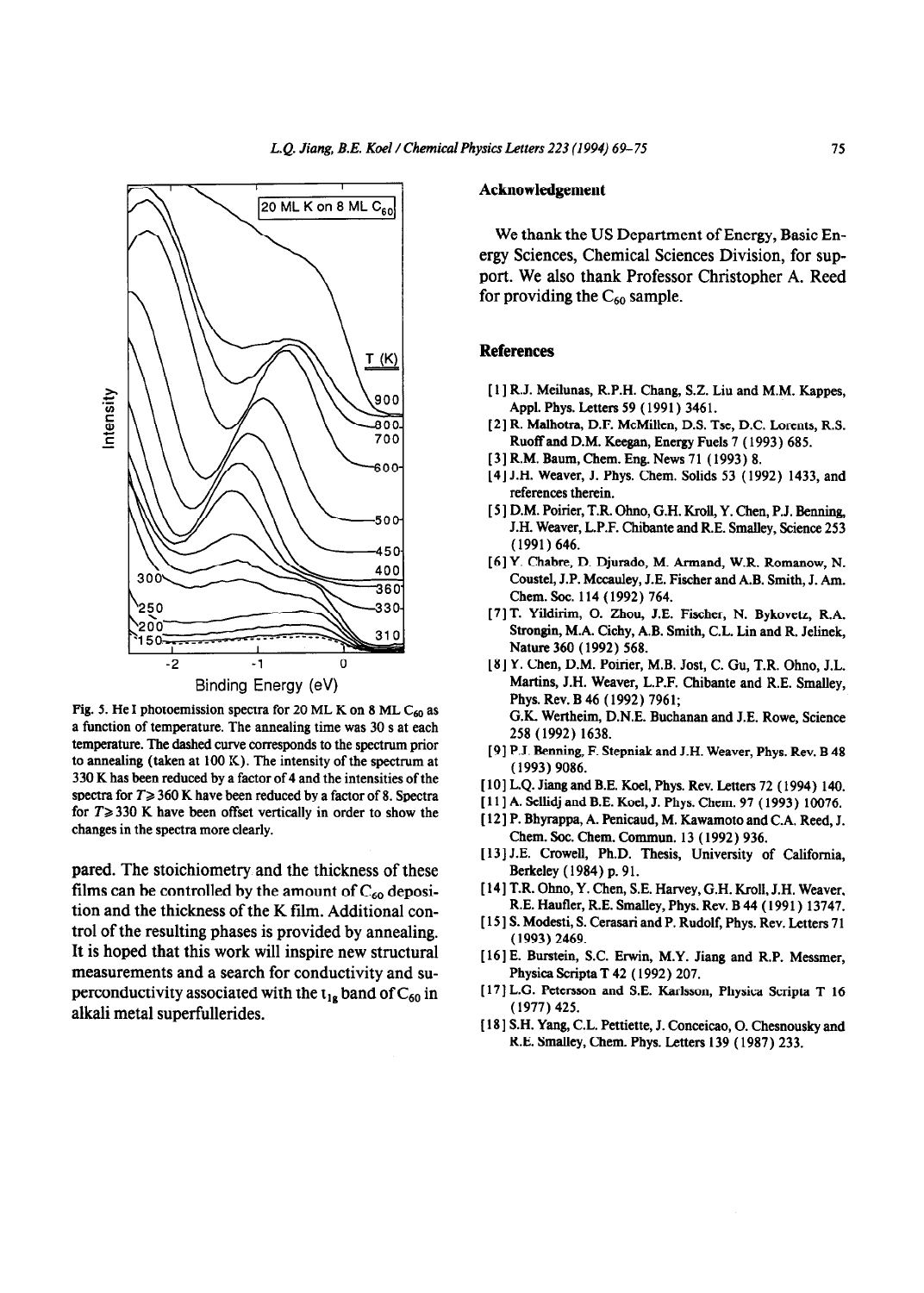20 ML K on 8 ML $C_{60}$

T (K)

900

800

700

600

500

450

400

360

330

310

300

250

200

150

Intensity

-2

-1

0

Binding Energy (eV)

Fig. 5. He I photoemission spectra for 20 ML K on 8 ML $C_{60}$ as a function of temperature. The annealing time was 30 s at each temperature. The dashed curve corresponds to the spectrum prior to annealing (taken at 100 K). The intensity of the spectrum at 330 K has been reduced by a factor of 4 and the intensities of the spectra for $T \geq 360$ K have been reduced by a factor of 8. Spectra for $T \geq 330$ K have been offset vertically in order to show the changes in the spectra more clearly.

pared. The stoichiometry and the thickness of these films can be controlled by the amount of $C_{60}$ deposition and the thickness of the K film. Additional control of the resulting phases is provided by annealing. It is hoped that this work will inspire new structural measurements and a search for conductivity and superconductivity associated with the $t_{1g}$ band of $C_{60}$ in alkali metal superfullerides.

## Acknowledgement

We thank the US Department of Energy, Basic Energy Sciences, Chemical Sciences Division, for support. We also thank Professor Christopher A. Reed for providing the $C_{60}$ sample.

## References

[1] R.J. Meilunas, R.P.H. Chang, S.Z. Liu and M.M. Kappes, Appl. Phys. Letters 59 (1991) 3461.

[2] R. Malhotra, D.F. McMillen, D.S. Tse, D.C. Lorents, R.S. Ruoff and D.M. Keegan, Energy Fuels 7 (1993) 685.

[3] R.M. Baum, Chem. Eng. News 71 (1993) 8.

[4] J.H. Weaver, J. Phys. Chem. Solids 53 (1992) 1433, and references therein.

[5] D.M. Poirier, T.R. Ohno, G.H. Kroll, Y. Chen, P.J. Benning, J.H. Weaver, L.P.F. Chibante and R.E. Smalley, Science 253 (1991) 646.

[6] Y. Chabre, D. Djurado, M. Armand, W.R. Romanow, N. Coustel, J.P. Mccauley, J.E. Fischer and A.B. Smith, J. Am. Chem. Soc. 114 (1992) 764.

[7] T. Yildirim, O. Zhou, J.E. Fischer, N. Bykovetz, R.A. Strongin, M.A. Cichy, A.B. Smith, C.L. Lin and R. Jelinek, Nature 360 (1992) 568.

[8] Y. Chen, D.M. Poirier, M.B. Jost, C. Gu, T.R. Ohno, J.L. Martins, J.H. Weaver, L.P.F. Chibante and R.E. Smalley, Phys. Rev. B 46 (1992) 7961;
G.K. Wertheim, D.N.E. Buchanan and J.E. Rowe, Science 258 (1992) 1638.

[9] P.J. Benning, F. Stepniak and J.H. Weaver, Phys. Rev. B 48 (1993) 9086.

[10] L.Q. Jiang and B.E. Koel, Phys. Rev. Letters 72 (1994) 140.

[11] A. Sellidj and B.E. Koel, J. Phys. Chem. 97 (1993) 10076.

[12] P. Bhyrappa, A. Penicaud, M. Kawamoto and C.A. Reed, J. Chem. Soc. Chem. Commun. 13 (1992) 936.

[13] J.E. Crowell, Ph.D. Thesis, University of California, Berkeley (1984) p. 91.

[14] T.R. Ohno, Y. Chen, S.E. Harvey, G.H. Kroll, J.H. Weaver, R.E. Haufler, R.E. Smalley, Phys. Rev. B 44 (1991) 13747.

[15] S. Modesti, S. Cerasari and P. Rudolf, Phys. Rev. Letters 71 (1993) 2469.

[16] E. Burstein, S.C. Erwin, M.Y. Jiang and R.P. Messmer, Physica Scripta T 42 (1992) 207.

[17] L.G. Petersson and S.E. Karlsson, Physica Scripta T 16 (1977) 425.

[18] S.H. Yang, C.L. Pettiette, J. Conceicao, O. Chesnousky and R.E. Smalley, Chem. Phys. Letters 139 (1987) 233.